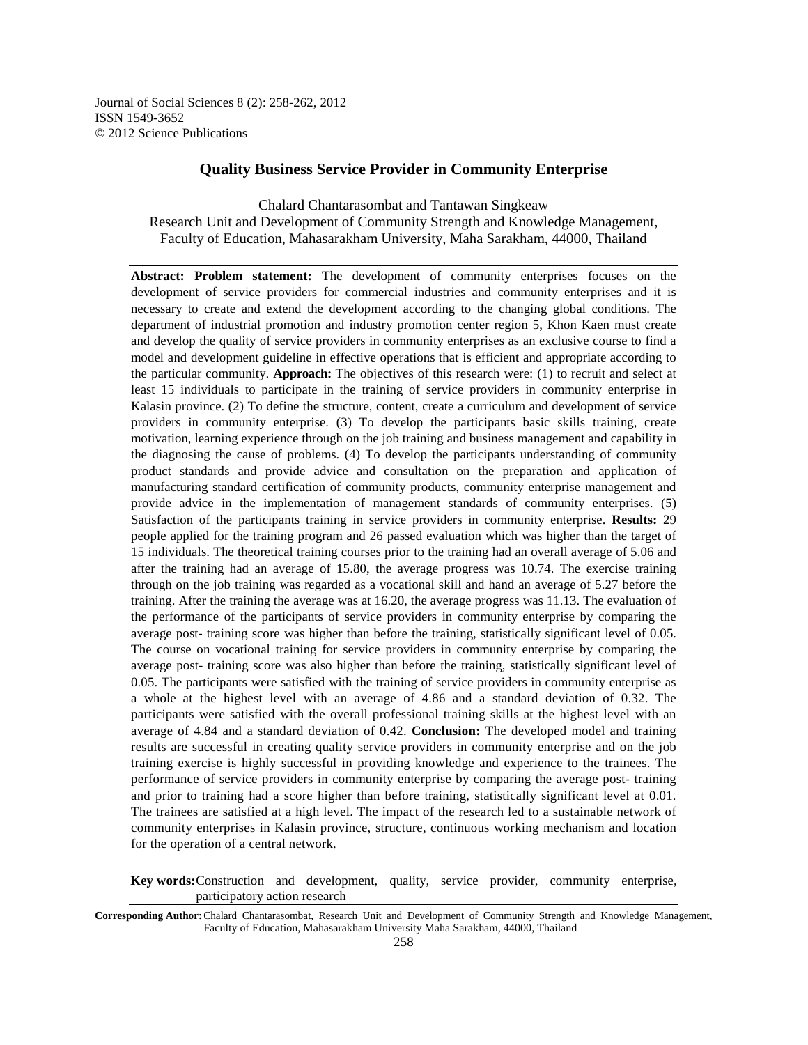Journal of Social Sciences 8 (2): 258-262, 2012
ISSN 1549-3652
© 2012 Science Publications

# Quality Business Service Provider in Community Enterprise

Chalard Chantarasombat and Tantawan Singkeaw
Research Unit and Development of Community Strength and Knowledge Management,
Faculty of Education, Mahasarakham University, Maha Sarakham, 44000, Thailand

**Abstract: Problem statement:** The development of community enterprises focuses on the development of service providers for commercial industries and community enterprises and it is necessary to create and extend the development according to the changing global conditions. The department of industrial promotion and industry promotion center region 5, Khon Kaen must create and develop the quality of service providers in community enterprises as an exclusive course to find a model and development guideline in effective operations that is efficient and appropriate according to the particular community. **Approach:** The objectives of this research were: (1) to recruit and select at least 15 individuals to participate in the training of service providers in community enterprise in Kalasin province. (2) To define the structure, content, create a curriculum and development of service providers in community enterprise. (3) To develop the participants basic skills training, create motivation, learning experience through on the job training and business management and capability in the diagnosing the cause of problems. (4) To develop the participants understanding of community product standards and provide advice and consultation on the preparation and application of manufacturing standard certification of community products, community enterprise management and provide advice in the implementation of management standards of community enterprises. (5) Satisfaction of the participants training in service providers in community enterprise. **Results:** 29 people applied for the training program and 26 passed evaluation which was higher than the target of 15 individuals. The theoretical training courses prior to the training had an overall average of 5.06 and after the training had an average of 15.80, the average progress was 10.74. The exercise training through on the job training was regarded as a vocational skill and hand an average of 5.27 before the training. After the training the average was at 16.20, the average progress was 11.13. The evaluation of the performance of the participants of service providers in community enterprise by comparing the average post- training score was higher than before the training, statistically significant level of 0.05. The course on vocational training for service providers in community enterprise by comparing the average post- training score was also higher than before the training, statistically significant level of 0.05. The participants were satisfied with the training of service providers in community enterprise as a whole at the highest level with an average of 4.86 and a standard deviation of 0.32. The participants were satisfied with the overall professional training skills at the highest level with an average of 4.84 and a standard deviation of 0.42. **Conclusion:** The developed model and training results are successful in creating quality service providers in community enterprise and on the job training exercise is highly successful in providing knowledge and experience to the trainees. The performance of service providers in community enterprise by comparing the average post- training and prior to training had a score higher than before training, statistically significant level at 0.01. The trainees are satisfied at a high level. The impact of the research led to a sustainable network of community enterprises in Kalasin province, structure, continuous working mechanism and location for the operation of a central network.

**Key words:** Construction and development, quality, service provider, community enterprise, participatory action research

**Corresponding Author:** Chalard Chantarasombat, Research Unit and Development of Community Strength and Knowledge Management, Faculty of Education, Mahasarakham University Maha Sarakham, 44000, Thailand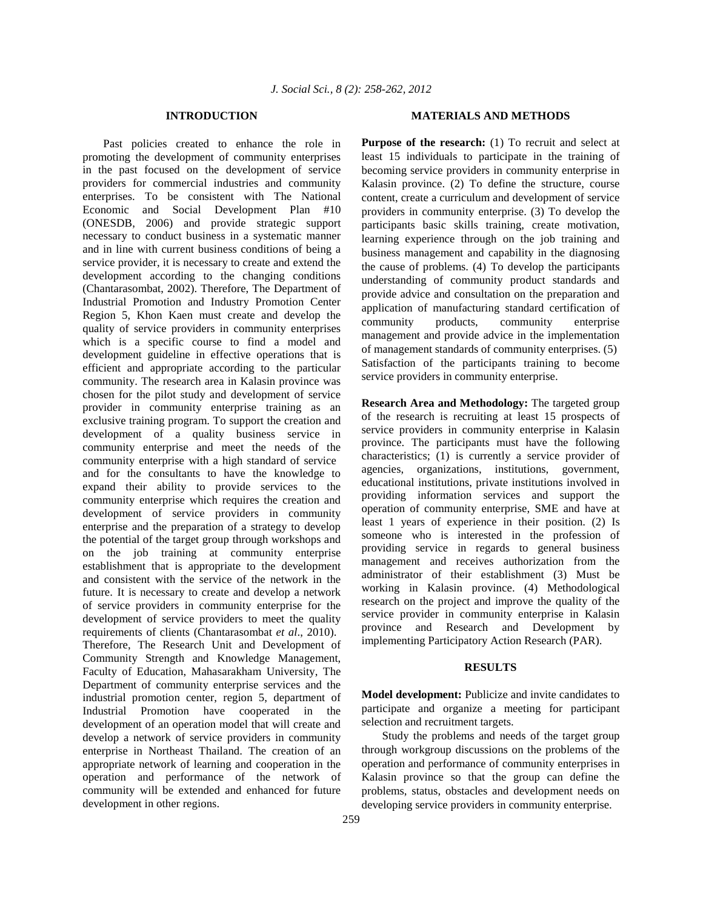## INTRODUCTION

Past policies created to enhance the role in promoting the development of community enterprises in the past focused on the development of service providers for commercial industries and community enterprises. To be consistent with The National Economic and Social Development Plan #10 (ONESDB, 2006) and provide strategic support necessary to conduct business in a systematic manner and in line with current business conditions of being a service provider, it is necessary to create and extend the development according to the changing conditions (Chantarasombat, 2002). Therefore, The Department of Industrial Promotion and Industry Promotion Center Region 5, Khon Kaen must create and develop the quality of service providers in community enterprises which is a specific course to find a model and development guideline in effective operations that is efficient and appropriate according to the particular community. The research area in Kalasin province was chosen for the pilot study and development of service provider in community enterprise training as an exclusive training program. To support the creation and development of a quality business service in community enterprise and meet the needs of the community enterprise with a high standard of service and for the consultants to have the knowledge to expand their ability to provide services to the community enterprise which requires the creation and development of service providers in community enterprise and the preparation of a strategy to develop the potential of the target group through workshops and on the job training at community enterprise establishment that is appropriate to the development and consistent with the service of the network in the future. It is necessary to create and develop a network of service providers in community enterprise for the development of service providers to meet the quality requirements of clients (Chantarasombat *et al*., 2010). Therefore, The Research Unit and Development of Community Strength and Knowledge Management, Faculty of Education, Mahasarakham University, The Department of community enterprise services and the industrial promotion center, region 5, department of Industrial Promotion have cooperated in the development of an operation model that will create and develop a network of service providers in community enterprise in Northeast Thailand. The creation of an appropriate network of learning and cooperation in the operation and performance of the network of community will be extended and enhanced for future development in other regions.

## MATERIALS AND METHODS

**Purpose of the research:** (1) To recruit and select at least 15 individuals to participate in the training of becoming service providers in community enterprise in Kalasin province. (2) To define the structure, course content, create a curriculum and development of service providers in community enterprise. (3) To develop the participants basic skills training, create motivation, learning experience through on the job training and business management and capability in the diagnosing the cause of problems. (4) To develop the participants understanding of community product standards and provide advice and consultation on the preparation and application of manufacturing standard certification of community products, community enterprise management and provide advice in the implementation of management standards of community enterprises. (5) Satisfaction of the participants training to become service providers in community enterprise.

**Research Area and Methodology:** The targeted group of the research is recruiting at least 15 prospects of service providers in community enterprise in Kalasin province. The participants must have the following characteristics; (1) is currently a service provider of agencies, organizations, institutions, government, educational institutions, private institutions involved in providing information services and support the operation of community enterprise, SME and have at least 1 years of experience in their position. (2) Is someone who is interested in the profession of providing service in regards to general business management and receives authorization from the administrator of their establishment (3) Must be working in Kalasin province. (4) Methodological research on the project and improve the quality of the service provider in community enterprise in Kalasin province and Research and Development by implementing Participatory Action Research (PAR).

## RESULTS

**Model development:** Publicize and invite candidates to participate and organize a meeting for participant selection and recruitment targets.

Study the problems and needs of the target group through workgroup discussions on the problems of the operation and performance of community enterprises in Kalasin province so that the group can define the problems, status, obstacles and development needs on developing service providers in community enterprise.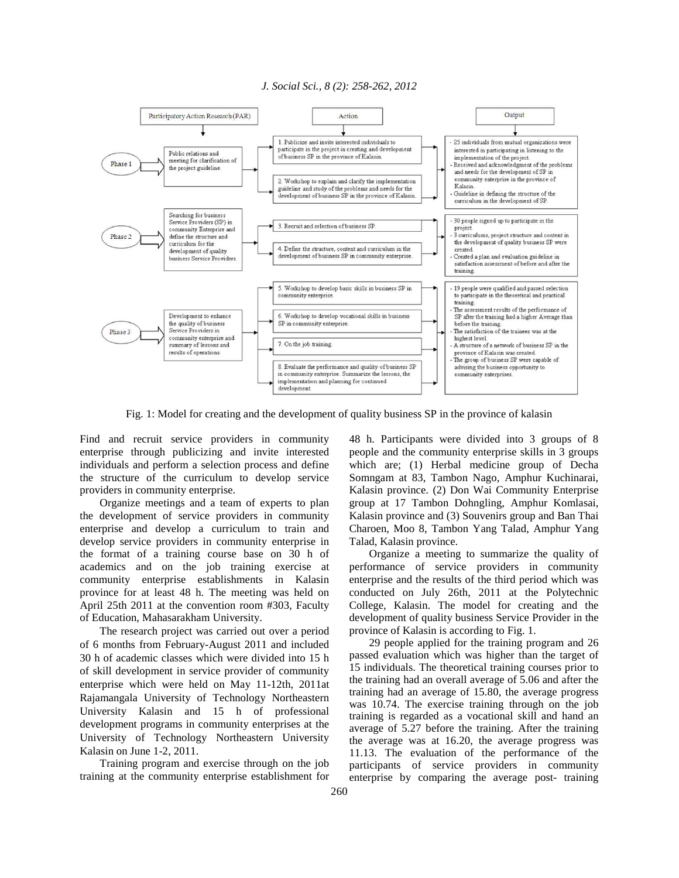| Phase | Participatory Action Research (PAR) | Action | Output |
|---|---|---|---|
| Phase 1 | Public relations and meeting for clarification of the project guideline. | 1. Publicize and invite interested individuals to participate in the project in creating and development of business SP in the province of Kalasin.<br>2. Workshop to explain and clarify the implementation guideline and study of the problems and needs for the development of business SP in the province of Kalasin. | - 25 individuals from mutual organizations were interested in participating in listening to the implementation of the project.<br>- Received and acknowledgment of the problems and needs for the development of SP in community enterprise in the province of Kalasin.<br>- Guideline in defining the structure of the curriculum in the development of SP. |
| Phase 2 | Searching for business Service Providers (SP) in community Enterprise and define the structure and curriculum for the development of quality business Service Providers. | 3. Recruit and selection of business SP.<br>4. Define the structure, content and curriculum in the development of business SP in community enterprise. | - 30 people signed up to participate in the project.<br>- 3 curriculums, project structure and content in the development of quality business SP were created.<br>- Created a plan and evaluation guideline in satisfaction assessment of before and after the training. |
| Phase 3 | Development to enhance the quality of business Service Providers in community enterprise and summary of lessons and results of operations. | 5. Workshop to develop basic skills in business SP in community enterprise.<br>6. Workshop to develop vocational skills in business SP in community enterprise.<br>7. On the job training.<br>8. Evaluate the performance and quality of business SP in community enterprise. Summarize the lessons, the implementation and planning for continued development. | - 19 people were qualified and passed selection to participate in the theoretical and practical training.<br>- The assessment results of the performance of SP after the training had a higher Average than before the training.<br>- The satisfaction of the trainees was at the highest level.<br>- A structure of a network of business SP in the province of Kalasin was created.<br>- The group of business SP were capable of advising the business opportunity to community enterprises. |

Fig. 1: Model for creating and the development of quality business SP in the province of kalasin

Find and recruit service providers in community enterprise through publicizing and invite interested individuals and perform a selection process and define the structure of the curriculum to develop service providers in community enterprise.

Organize meetings and a team of experts to plan the development of service providers in community enterprise and develop a curriculum to train and develop service providers in community enterprise in the format of a training course base on 30 h of academics and on the job training exercise at community enterprise establishments in Kalasin province for at least 48 h. The meeting was held on April 25th 2011 at the convention room #303, Faculty of Education, Mahasarakham University.

The research project was carried out over a period of 6 months from February-August 2011 and included 30 h of academic classes which were divided into 15 h of skill development in service provider of community enterprise which were held on May 11-12th, 2011at Rajamangala University of Technology Northeastern University Kalasin and 15 h of professional development programs in community enterprises at the University of Technology Northeastern University Kalasin on June 1-2, 2011.

Training program and exercise through on the job training at the community enterprise establishment for 48 h. Participants were divided into 3 groups of 8 people and the community enterprise skills in 3 groups which are; (1) Herbal medicine group of Decha Somngam at 83, Tambon Nago, Amphur Kuchinarai, Kalasin province. (2) Don Wai Community Enterprise group at 17 Tambon Dohngling, Amphur Komlasai, Kalasin province and (3) Souvenirs group and Ban Thai Charoen, Moo 8, Tambon Yang Talad, Amphur Yang Talad, Kalasin province.

Organize a meeting to summarize the quality of performance of service providers in community enterprise and the results of the third period which was conducted on July 26th, 2011 at the Polytechnic College, Kalasin. The model for creating and the development of quality business Service Provider in the province of Kalasin is according to Fig. 1.

29 people applied for the training program and 26 passed evaluation which was higher than the target of 15 individuals. The theoretical training courses prior to the training had an overall average of 5.06 and after the training had an average of 15.80, the average progress was 10.74. The exercise training through on the job training is regarded as a vocational skill and hand an average of 5.27 before the training. After the training the average was at 16.20, the average progress was 11.13. The evaluation of the performance of the participants of service providers in community enterprise by comparing the average post- training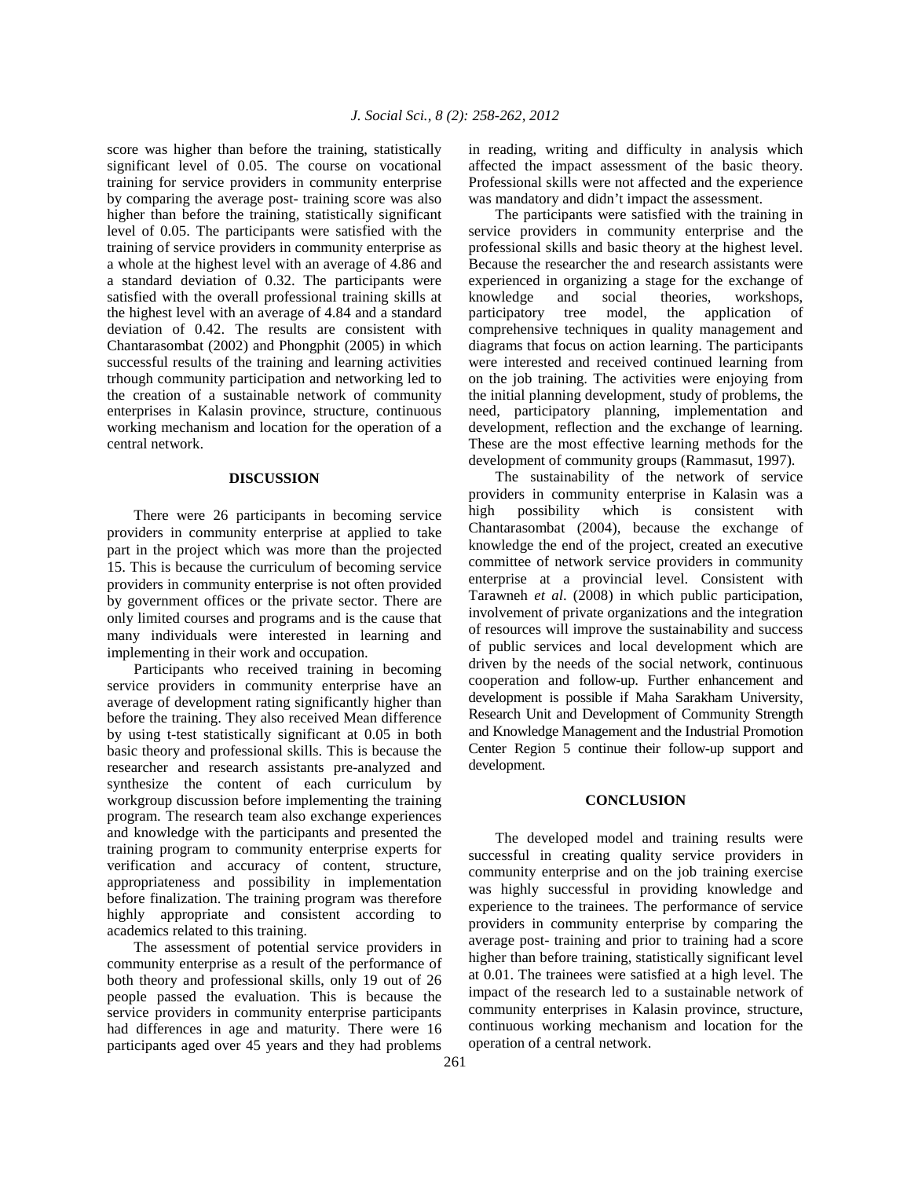score was higher than before the training, statistically significant level of 0.05. The course on vocational training for service providers in community enterprise by comparing the average post- training score was also higher than before the training, statistically significant level of 0.05. The participants were satisfied with the training of service providers in community enterprise as a whole at the highest level with an average of 4.86 and a standard deviation of 0.32. The participants were satisfied with the overall professional training skills at the highest level with an average of 4.84 and a standard deviation of 0.42. The results are consistent with Chantarasombat (2002) and Phongphit (2005) in which successful results of the training and learning activities trhough community participation and networking led to the creation of a sustainable network of community enterprises in Kalasin province, structure, continuous working mechanism and location for the operation of a central network.

## DISCUSSION

There were 26 participants in becoming service providers in community enterprise at applied to take part in the project which was more than the projected 15. This is because the curriculum of becoming service providers in community enterprise is not often provided by government offices or the private sector. There are only limited courses and programs and is the cause that many individuals were interested in learning and implementing in their work and occupation.

Participants who received training in becoming service providers in community enterprise have an average of development rating significantly higher than before the training. They also received Mean difference by using t-test statistically significant at 0.05 in both basic theory and professional skills. This is because the researcher and research assistants pre-analyzed and synthesize the content of each curriculum by workgroup discussion before implementing the training program. The research team also exchange experiences and knowledge with the participants and presented the training program to community enterprise experts for verification and accuracy of content, structure, appropriateness and possibility in implementation before finalization. The training program was therefore highly appropriate and consistent according to academics related to this training.

The assessment of potential service providers in community enterprise as a result of the performance of both theory and professional skills, only 19 out of 26 people passed the evaluation. This is because the service providers in community enterprise participants had differences in age and maturity. There were 16 participants aged over 45 years and they had problems in reading, writing and difficulty in analysis which affected the impact assessment of the basic theory. Professional skills were not affected and the experience was mandatory and didn't impact the assessment.

The participants were satisfied with the training in service providers in community enterprise and the professional skills and basic theory at the highest level. Because the researcher the and research assistants were experienced in organizing a stage for the exchange of knowledge and social theories, workshops, participatory tree model, the application of comprehensive techniques in quality management and diagrams that focus on action learning. The participants were interested and received continued learning from on the job training. The activities were enjoying from the initial planning development, study of problems, the need, participatory planning, implementation and development, reflection and the exchange of learning. These are the most effective learning methods for the development of community groups (Rammasut, 1997).

The sustainability of the network of service providers in community enterprise in Kalasin was a high possibility which is consistent with Chantarasombat (2004), because the exchange of knowledge the end of the project, created an executive committee of network service providers in community enterprise at a provincial level. Consistent with Tarawneh *et al*. (2008) in which public participation, involvement of private organizations and the integration of resources will improve the sustainability and success of public services and local development which are driven by the needs of the social network, continuous cooperation and follow-up. Further enhancement and development is possible if Maha Sarakham University, Research Unit and Development of Community Strength and Knowledge Management and the Industrial Promotion Center Region 5 continue their follow-up support and development.

## CONCLUSION

The developed model and training results were successful in creating quality service providers in community enterprise and on the job training exercise was highly successful in providing knowledge and experience to the trainees. The performance of service providers in community enterprise by comparing the average post- training and prior to training had a score higher than before training, statistically significant level at 0.01. The trainees were satisfied at a high level. The impact of the research led to a sustainable network of community enterprises in Kalasin province, structure, continuous working mechanism and location for the operation of a central network.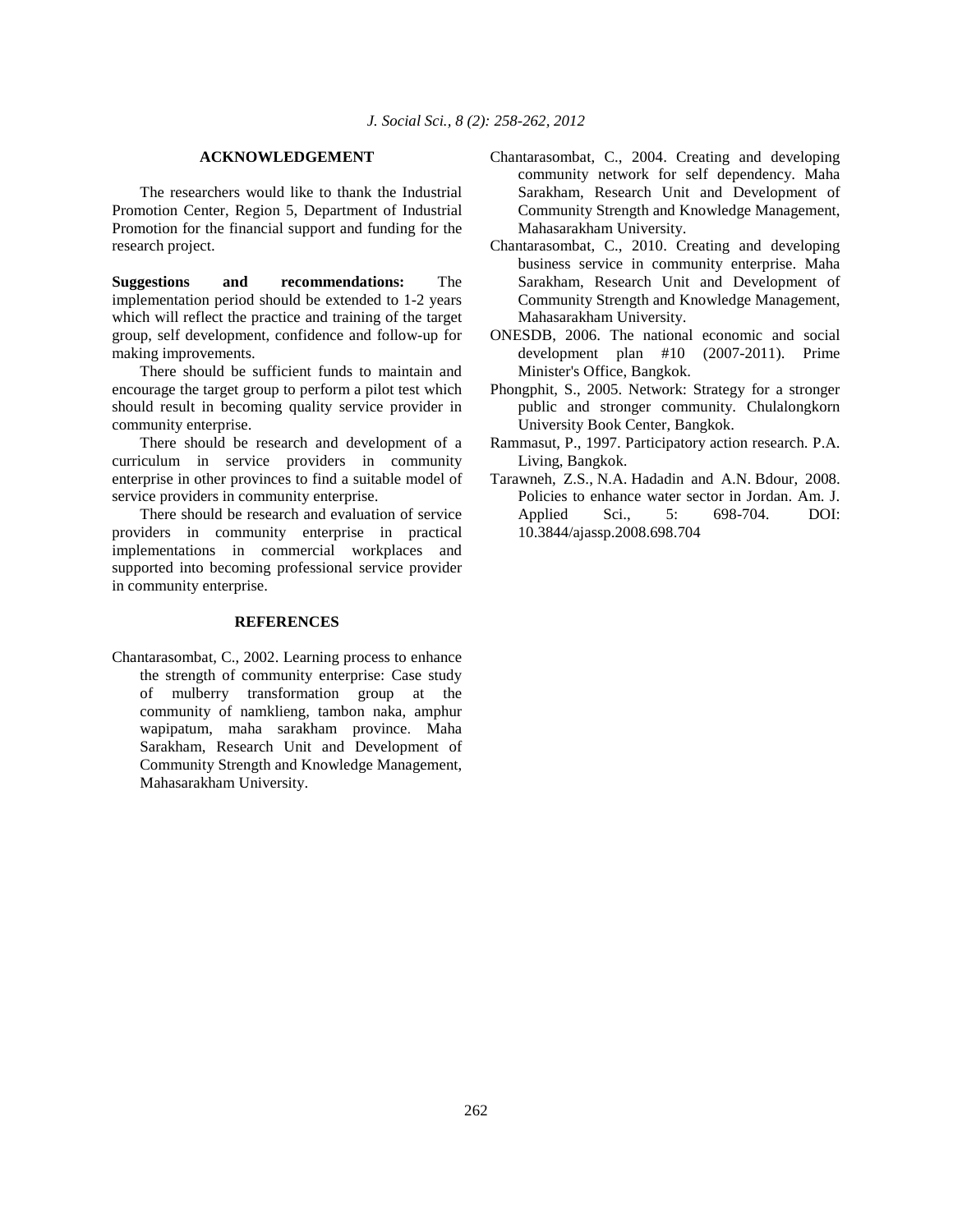## ACKNOWLEDGEMENT

The researchers would like to thank the Industrial Promotion Center, Region 5, Department of Industrial Promotion for the financial support and funding for the research project.

**Suggestions and recommendations:** The implementation period should be extended to 1-2 years which will reflect the practice and training of the target group, self development, confidence and follow-up for making improvements.

There should be sufficient funds to maintain and encourage the target group to perform a pilot test which should result in becoming quality service provider in community enterprise.

There should be research and development of a curriculum in service providers in community enterprise in other provinces to find a suitable model of service providers in community enterprise.

There should be research and evaluation of service providers in community enterprise in practical implementations in commercial workplaces and supported into becoming professional service provider in community enterprise.

## REFERENCES

Chantarasombat, C., 2002. Learning process to enhance the strength of community enterprise: Case study of mulberry transformation group at the community of namklieng, tambon naka, amphur wapipatum, maha sarakham province. Maha Sarakham, Research Unit and Development of Community Strength and Knowledge Management, Mahasarakham University.

Chantarasombat, C., 2004. Creating and developing community network for self dependency. Maha Sarakham, Research Unit and Development of Community Strength and Knowledge Management, Mahasarakham University.

Chantarasombat, C., 2010. Creating and developing business service in community enterprise. Maha Sarakham, Research Unit and Development of Community Strength and Knowledge Management, Mahasarakham University.

ONESDB, 2006. The national economic and social development plan #10 (2007-2011). Prime Minister's Office, Bangkok.

Phongphit, S., 2005. Network: Strategy for a stronger public and stronger community. Chulalongkorn University Book Center, Bangkok.

Rammasut, P., 1997. Participatory action research. P.A. Living, Bangkok.

Tarawneh, Z.S., N.A. Hadadin and A.N. Bdour, 2008. Policies to enhance water sector in Jordan. Am. J. Applied Sci., 5: 698-704. DOI: 10.3844/ajassp.2008.698.704